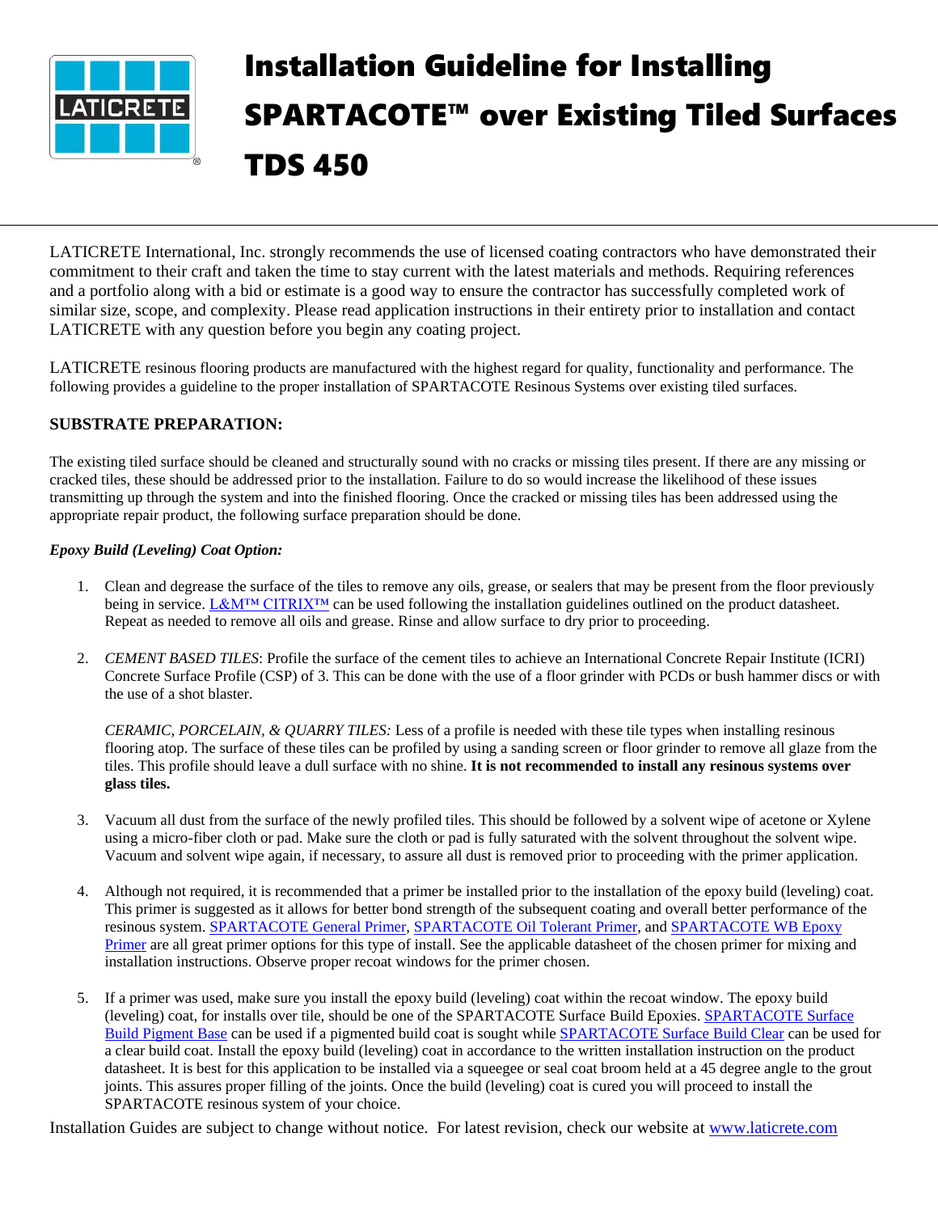# Installation Guideline for Installing SPARTACOTE™ over Existing Tiled Surfaces TDS 450

LATICRETE International, Inc. strongly recommends the use of licensed coating contractors who have demonstrated their commitment to their craft and taken the time to stay current with the latest materials and methods. Requiring references and a portfolio along with a bid or estimate is a good way to ensure the contractor has successfully completed work of similar size, scope, and complexity. Please read application instructions in their entirety prior to installation and contact LATICRETE with any question before you begin any coating project.

LATICRETE resinous flooring products are manufactured with the highest regard for quality, functionality and performance. The following provides a guideline to the proper installation of SPARTACOTE Resinous Systems over existing tiled surfaces.

**SUBSTRATE PREPARATION:**

The existing tiled surface should be cleaned and structurally sound with no cracks or missing tiles present. If there are any missing or cracked tiles, these should be addressed prior to the installation. Failure to do so would increase the likelihood of these issues transmitting up through the system and into the finished flooring. Once the cracked or missing tiles has been addressed using the appropriate repair product, the following surface preparation should be done.

***Epoxy Build (Leveling) Coat Option:***

1. Clean and degrease the surface of the tiles to remove any oils, grease, or sealers that may be present from the floor previously being in service. L&M™ CITRIX™ can be used following the installation guidelines outlined on the product datasheet. Repeat as needed to remove all oils and grease. Rinse and allow surface to dry prior to proceeding.

2. *CEMENT BASED TILES*: Profile the surface of the cement tiles to achieve an International Concrete Repair Institute (ICRI) Concrete Surface Profile (CSP) of 3. This can be done with the use of a floor grinder with PCDs or bush hammer discs or with the use of a shot blaster.

   *CERAMIC, PORCELAIN, & QUARRY TILES:* Less of a profile is needed with these tile types when installing resinous flooring atop. The surface of these tiles can be profiled by using a sanding screen or floor grinder to remove all glaze from the tiles. This profile should leave a dull surface with no shine. **It is not recommended to install any resinous systems over glass tiles.**

3. Vacuum all dust from the surface of the newly profiled tiles. This should be followed by a solvent wipe of acetone or Xylene using a micro-fiber cloth or pad. Make sure the cloth or pad is fully saturated with the solvent throughout the solvent wipe. Vacuum and solvent wipe again, if necessary, to assure all dust is removed prior to proceeding with the primer application.

4. Although not required, it is recommended that a primer be installed prior to the installation of the epoxy build (leveling) coat. This primer is suggested as it allows for better bond strength of the subsequent coating and overall better performance of the resinous system. SPARTACOTE General Primer, SPARTACOTE Oil Tolerant Primer, and SPARTACOTE WB Epoxy Primer are all great primer options for this type of install. See the applicable datasheet of the chosen primer for mixing and installation instructions. Observe proper recoat windows for the primer chosen.

5. If a primer was used, make sure you install the epoxy build (leveling) coat within the recoat window. The epoxy build (leveling) coat, for installs over tile, should be one of the SPARTACOTE Surface Build Epoxies. SPARTACOTE Surface Build Pigment Base can be used if a pigmented build coat is sought while SPARTACOTE Surface Build Clear can be used for a clear build coat. Install the epoxy build (leveling) coat in accordance to the written installation instruction on the product datasheet. It is best for this application to be installed via a squeegee or seal coat broom held at a 45 degree angle to the grout joints. This assures proper filling of the joints. Once the build (leveling) coat is cured you will proceed to install the SPARTACOTE resinous system of your choice.

Installation Guides are subject to change without notice. For latest revision, check our website at www.laticrete.com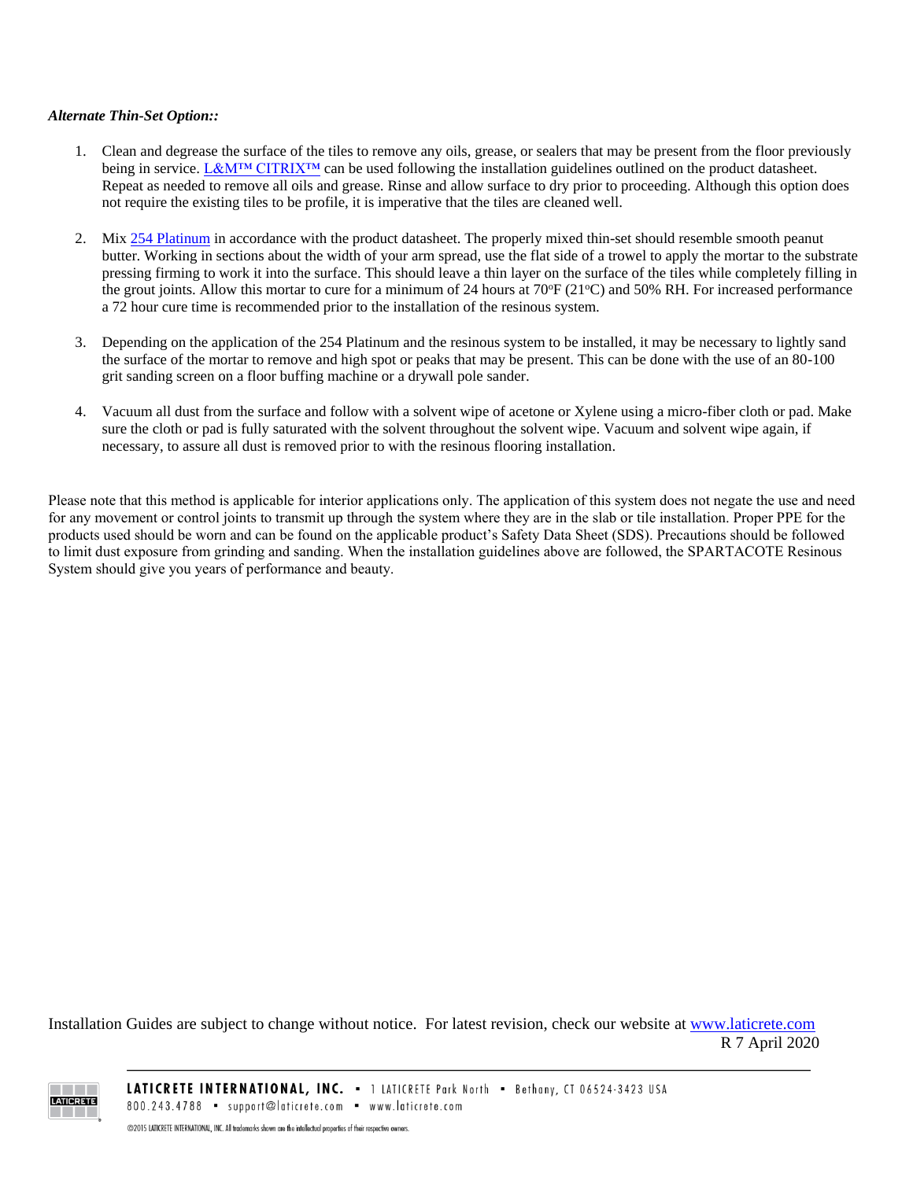***Alternate Thin-Set Option::***

1. Clean and degrease the surface of the tiles to remove any oils, grease, or sealers that may be present from the floor previously being in service. L&M™ CITRIX™ can be used following the installation guidelines outlined on the product datasheet. Repeat as needed to remove all oils and grease. Rinse and allow surface to dry prior to proceeding. Although this option does not require the existing tiles to be profile, it is imperative that the tiles are cleaned well.

2. Mix 254 Platinum in accordance with the product datasheet. The properly mixed thin-set should resemble smooth peanut butter. Working in sections about the width of your arm spread, use the flat side of a trowel to apply the mortar to the substrate pressing firming to work it into the surface. This should leave a thin layer on the surface of the tiles while completely filling in the grout joints. Allow this mortar to cure for a minimum of 24 hours at 70°F (21°C) and 50% RH. For increased performance a 72 hour cure time is recommended prior to the installation of the resinous system.

3. Depending on the application of the 254 Platinum and the resinous system to be installed, it may be necessary to lightly sand the surface of the mortar to remove and high spot or peaks that may be present. This can be done with the use of an 80-100 grit sanding screen on a floor buffing machine or a drywall pole sander.

4. Vacuum all dust from the surface and follow with a solvent wipe of acetone or Xylene using a micro-fiber cloth or pad. Make sure the cloth or pad is fully saturated with the solvent throughout the solvent wipe. Vacuum and solvent wipe again, if necessary, to assure all dust is removed prior to with the resinous flooring installation.

Please note that this method is applicable for interior applications only. The application of this system does not negate the use and need for any movement or control joints to transmit up through the system where they are in the slab or tile installation. Proper PPE for the products used should be worn and can be found on the applicable product's Safety Data Sheet (SDS). Precautions should be followed to limit dust exposure from grinding and sanding. When the installation guidelines above are followed, the SPARTACOTE Resinous System should give you years of performance and beauty.

Installation Guides are subject to change without notice. For latest revision, check our website at www.laticrete.com

R 7 April 2020

**LATICRETE INTERNATIONAL, INC.** ▪ 1 LATICRETE Park North ▪ Bethany, CT 06524-3423 USA
800.243.4788 ▪ support@laticrete.com ▪ www.laticrete.com

©2015 LATICRETE INTERNATIONAL, INC. All trademarks shown are the intellectual properties of their respective owners.